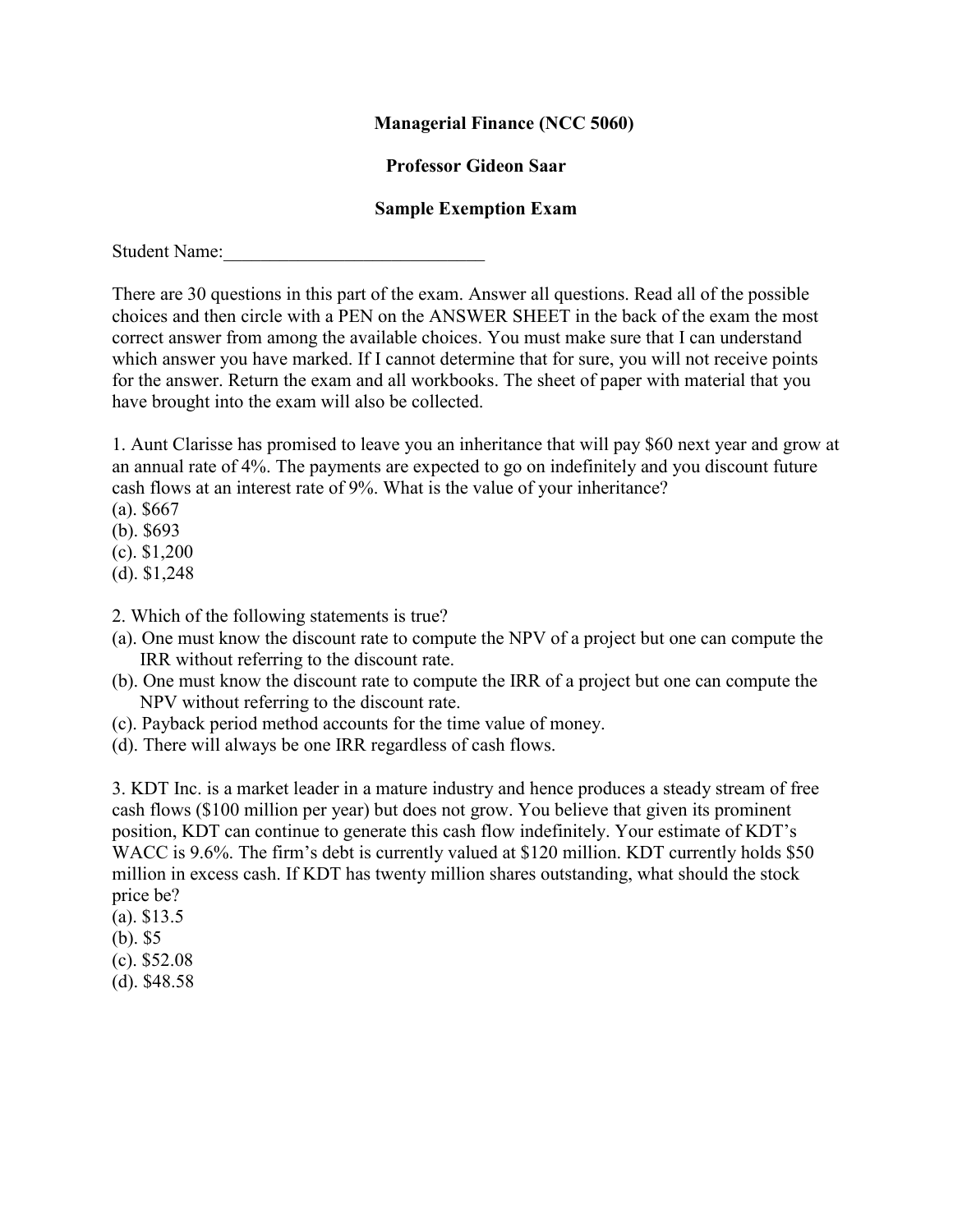**Managerial Finance (NCC 5060)**

**Professor Gideon Saar**

**Sample Exemption Exam**

Student Name:____________________________

There are 30 questions in this part of the exam. Answer all questions. Read all of the possible choices and then circle with a PEN on the ANSWER SHEET in the back of the exam the most correct answer from among the available choices. You must make sure that I can understand which answer you have marked. If I cannot determine that for sure, you will not receive points for the answer. Return the exam and all workbooks. The sheet of paper with material that you have brought into the exam will also be collected.

1. Aunt Clarisse has promised to leave you an inheritance that will pay $60 next year and grow at an annual rate of 4%. The payments are expected to go on indefinitely and you discount future cash flows at an interest rate of 9%. What is the value of your inheritance?
(a). $667
(b). $693
(c). $1,200
(d). $1,248

2. Which of the following statements is true?
(a). One must know the discount rate to compute the NPV of a project but one can compute the IRR without referring to the discount rate.
(b). One must know the discount rate to compute the IRR of a project but one can compute the NPV without referring to the discount rate.
(c). Payback period method accounts for the time value of money.
(d). There will always be one IRR regardless of cash flows.

3. KDT Inc. is a market leader in a mature industry and hence produces a steady stream of free cash flows ($100 million per year) but does not grow. You believe that given its prominent position, KDT can continue to generate this cash flow indefinitely. Your estimate of KDT's WACC is 9.6%. The firm's debt is currently valued at $120 million. KDT currently holds $50 million in excess cash. If KDT has twenty million shares outstanding, what should the stock price be?
(a). $13.5
(b). $5
(c). $52.08
(d). $48.58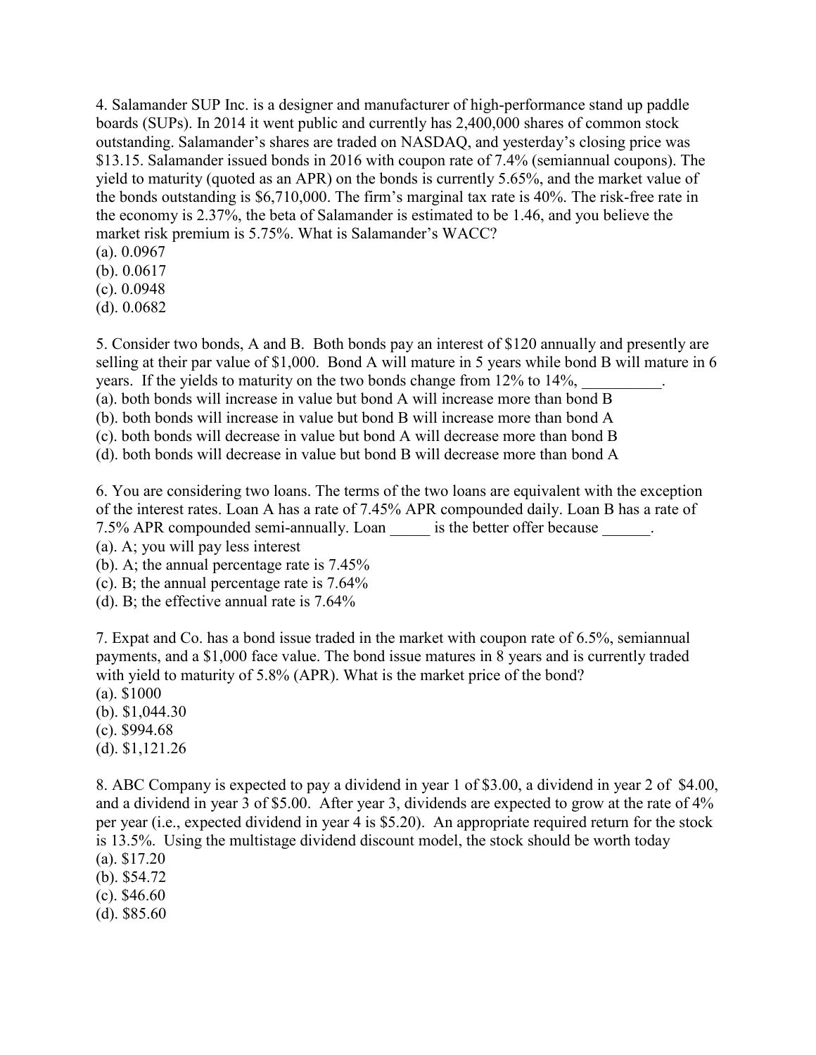4. Salamander SUP Inc. is a designer and manufacturer of high-performance stand up paddle boards (SUPs). In 2014 it went public and currently has 2,400,000 shares of common stock outstanding. Salamander's shares are traded on NASDAQ, and yesterday's closing price was $13.15. Salamander issued bonds in 2016 with coupon rate of 7.4% (semiannual coupons). The yield to maturity (quoted as an APR) on the bonds is currently 5.65%, and the market value of the bonds outstanding is $6,710,000. The firm's marginal tax rate is 40%. The risk-free rate in the economy is 2.37%, the beta of Salamander is estimated to be 1.46, and you believe the market risk premium is 5.75%. What is Salamander's WACC?

(a). 0.0967
(b). 0.0617
(c). 0.0948
(d). 0.0682

5. Consider two bonds, A and B. Both bonds pay an interest of $120 annually and presently are selling at their par value of $1,000. Bond A will mature in 5 years while bond B will mature in 6 years. If the yields to maturity on the two bonds change from 12% to 14%, __________.

(a). both bonds will increase in value but bond A will increase more than bond B
(b). both bonds will increase in value but bond B will increase more than bond A
(c). both bonds will decrease in value but bond A will decrease more than bond B
(d). both bonds will decrease in value but bond B will decrease more than bond A

6. You are considering two loans. The terms of the two loans are equivalent with the exception of the interest rates. Loan A has a rate of 7.45% APR compounded daily. Loan B has a rate of 7.5% APR compounded semi-annually. Loan _____ is the better offer because ______.

(a). A; you will pay less interest
(b). A; the annual percentage rate is 7.45%
(c). B; the annual percentage rate is 7.64%
(d). B; the effective annual rate is 7.64%

7. Expat and Co. has a bond issue traded in the market with coupon rate of 6.5%, semiannual payments, and a $1,000 face value. The bond issue matures in 8 years and is currently traded with yield to maturity of 5.8% (APR). What is the market price of the bond?

(a). $1000
(b). $1,044.30
(c). $994.68
(d). $1,121.26

8. ABC Company is expected to pay a dividend in year 1 of $3.00, a dividend in year 2 of $4.00, and a dividend in year 3 of $5.00. After year 3, dividends are expected to grow at the rate of 4% per year (i.e., expected dividend in year 4 is $5.20). An appropriate required return for the stock is 13.5%. Using the multistage dividend discount model, the stock should be worth today

(a). $17.20
(b). $54.72
(c). $46.60
(d). $85.60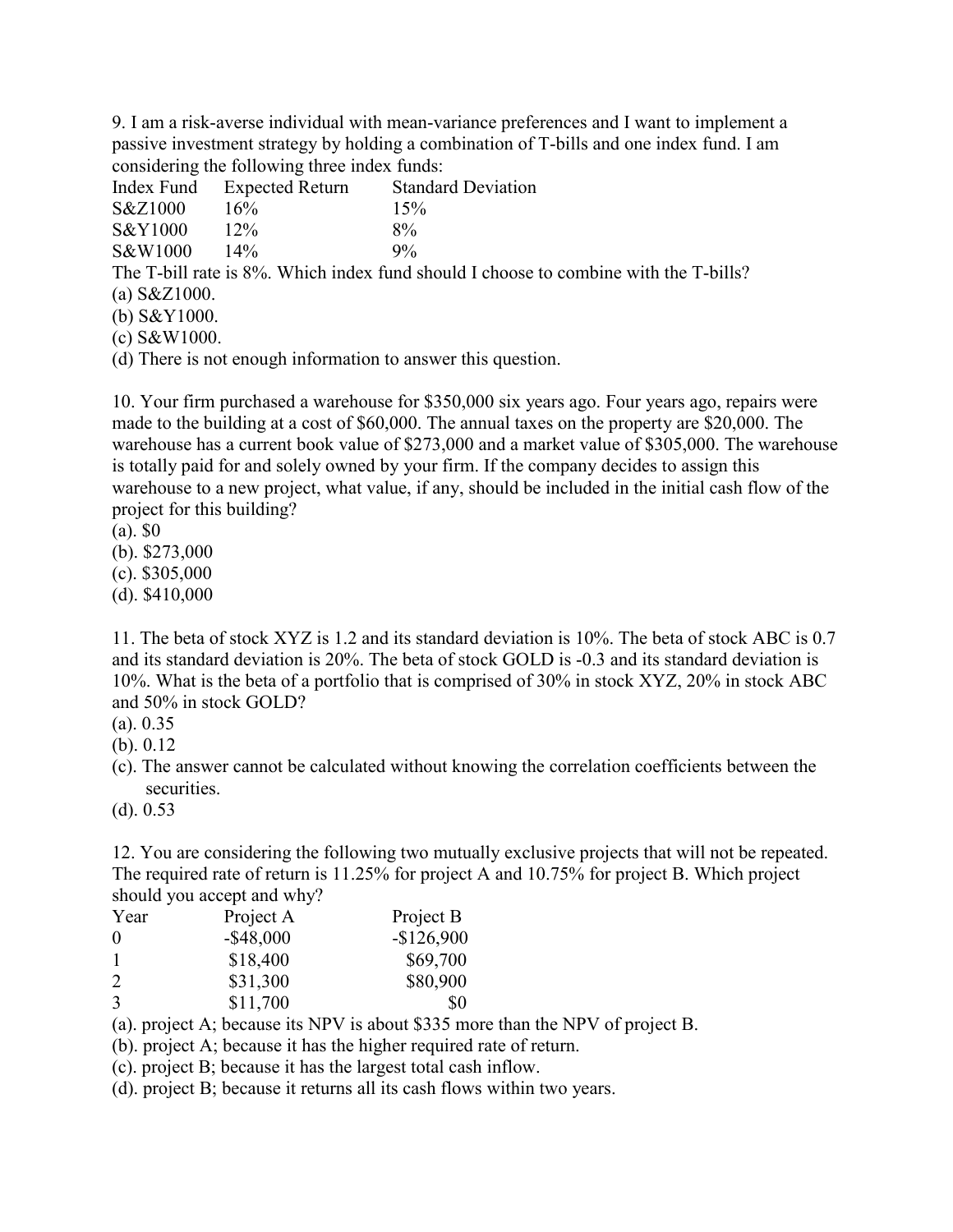9. I am a risk-averse individual with mean-variance preferences and I want to implement a passive investment strategy by holding a combination of T-bills and one index fund. I am considering the following three index funds:

| Index Fund | Expected Return | Standard Deviation |
| --- | --- | --- |
| S&Z1000 | 16% | 15% |
| S&Y1000 | 12% | 8% |
| S&W1000 | 14% | 9% |

The T-bill rate is 8%. Which index fund should I choose to combine with the T-bills?

(a) S&Z1000.
(b) S&Y1000.
(c) S&W1000.
(d) There is not enough information to answer this question.

10. Your firm purchased a warehouse for $350,000 six years ago. Four years ago, repairs were made to the building at a cost of $60,000. The annual taxes on the property are $20,000. The warehouse has a current book value of $273,000 and a market value of $305,000. The warehouse is totally paid for and solely owned by your firm. If the company decides to assign this warehouse to a new project, what value, if any, should be included in the initial cash flow of the project for this building?

(a). $0
(b). $273,000
(c). $305,000
(d). $410,000

11. The beta of stock XYZ is 1.2 and its standard deviation is 10%. The beta of stock ABC is 0.7 and its standard deviation is 20%. The beta of stock GOLD is -0.3 and its standard deviation is 10%. What is the beta of a portfolio that is comprised of 30% in stock XYZ, 20% in stock ABC and 50% in stock GOLD?

(a). 0.35
(b). 0.12
(c). The answer cannot be calculated without knowing the correlation coefficients between the securities.
(d). 0.53

12. You are considering the following two mutually exclusive projects that will not be repeated. The required rate of return is 11.25% for project A and 10.75% for project B. Which project should you accept and why?

| Year | Project A | Project B |
| --- | --- | --- |
| 0 | -$48,000 | -$126,900 |
| 1 | $18,400 | $69,700 |
| 2 | $31,300 | $80,900 |
| 3 | $11,700 | $0 |

(a). project A; because its NPV is about $335 more than the NPV of project B.
(b). project A; because it has the higher required rate of return.
(c). project B; because it has the largest total cash inflow.
(d). project B; because it returns all its cash flows within two years.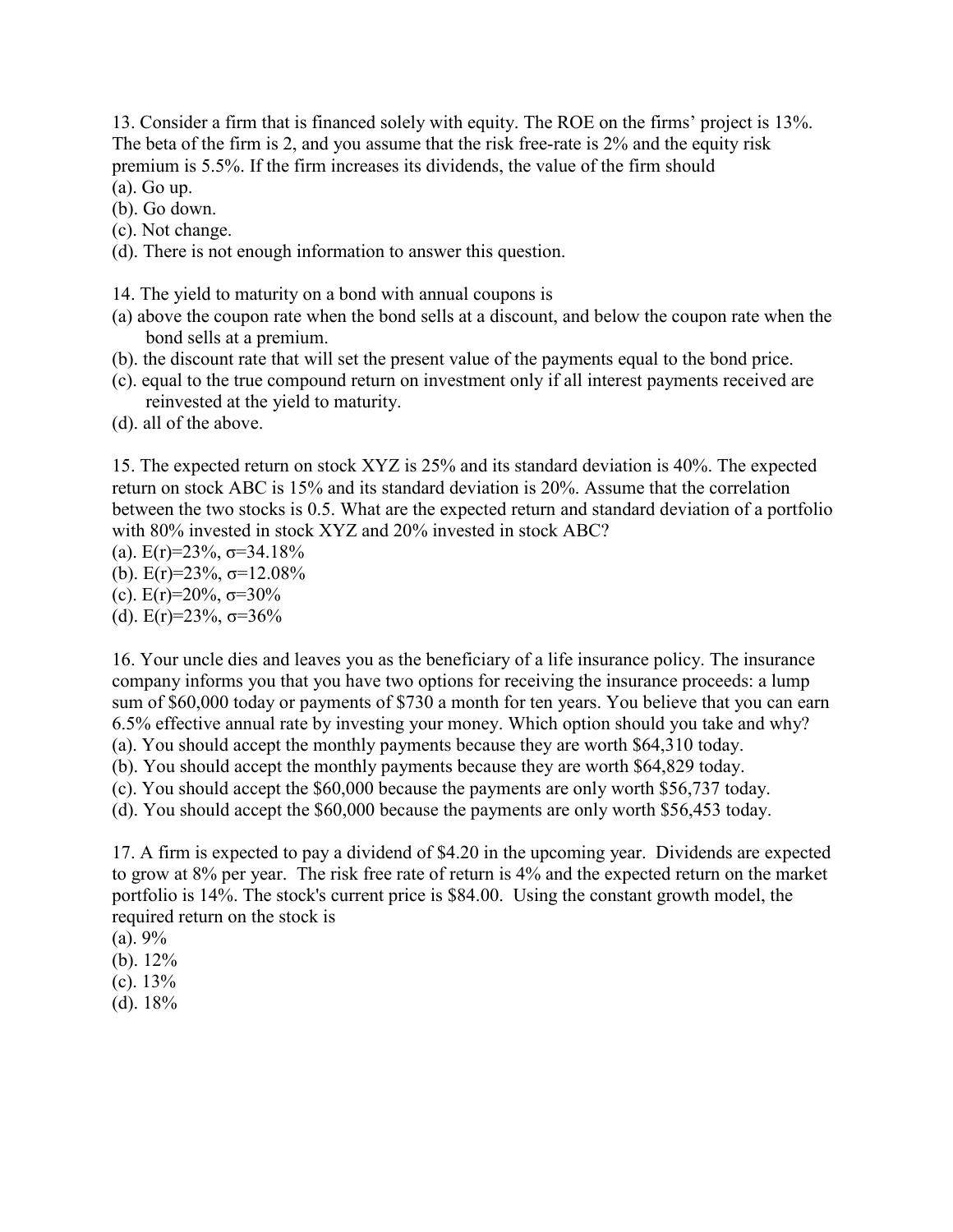13. Consider a firm that is financed solely with equity. The ROE on the firms' project is 13%. The beta of the firm is 2, and you assume that the risk free-rate is 2% and the equity risk premium is 5.5%. If the firm increases its dividends, the value of the firm should

(a). Go up.

(b). Go down.

(c). Not change.

(d). There is not enough information to answer this question.

14. The yield to maturity on a bond with annual coupons is

(a) above the coupon rate when the bond sells at a discount, and below the coupon rate when the bond sells at a premium.

(b). the discount rate that will set the present value of the payments equal to the bond price.

(c). equal to the true compound return on investment only if all interest payments received are reinvested at the yield to maturity.

(d). all of the above.

15. The expected return on stock XYZ is 25% and its standard deviation is 40%. The expected return on stock ABC is 15% and its standard deviation is 20%. Assume that the correlation between the two stocks is 0.5. What are the expected return and standard deviation of a portfolio with 80% invested in stock XYZ and 20% invested in stock ABC?

(a). $E(r)=23\%$, $\sigma=34.18\%$

(b). $E(r)=23\%$, $\sigma=12.08\%$

(c). $E(r)=20\%$, $\sigma=30\%$

(d). $E(r)=23\%$, $\sigma=36\%$

16. Your uncle dies and leaves you as the beneficiary of a life insurance policy. The insurance company informs you that you have two options for receiving the insurance proceeds: a lump sum of $60,000 today or payments of $730 a month for ten years. You believe that you can earn 6.5% effective annual rate by investing your money. Which option should you take and why?

(a). You should accept the monthly payments because they are worth $64,310 today.

(b). You should accept the monthly payments because they are worth $64,829 today.

(c). You should accept the $60,000 because the payments are only worth $56,737 today.

(d). You should accept the $60,000 because the payments are only worth $56,453 today.

17. A firm is expected to pay a dividend of $4.20 in the upcoming year. Dividends are expected to grow at 8% per year. The risk free rate of return is 4% and the expected return on the market portfolio is 14%. The stock's current price is $84.00. Using the constant growth model, the required return on the stock is

(a). 9%

(b). 12%

(c). 13%

(d). 18%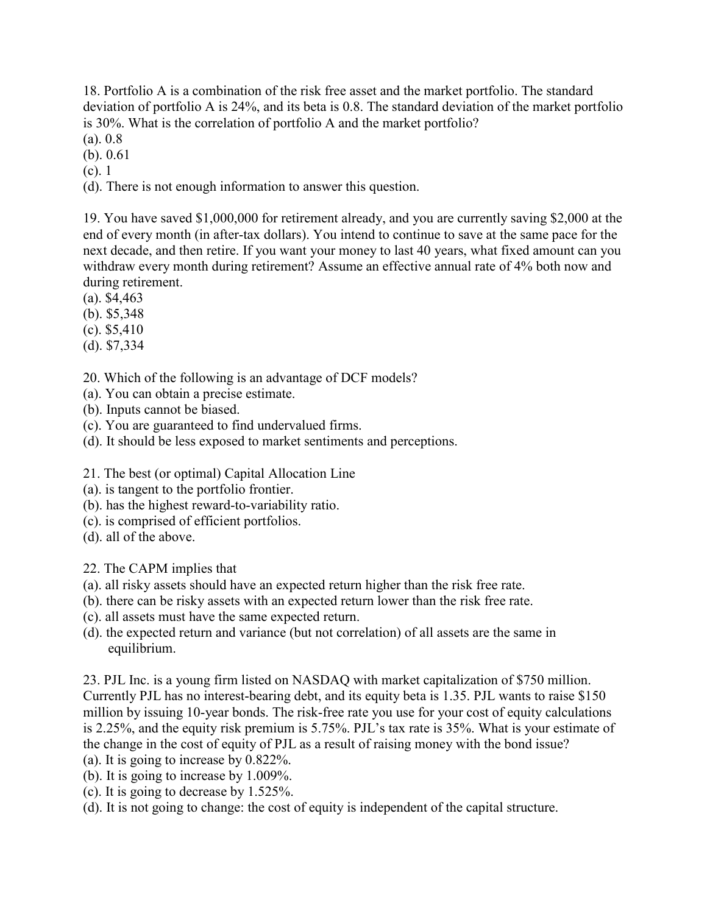18. Portfolio A is a combination of the risk free asset and the market portfolio. The standard deviation of portfolio A is 24%, and its beta is 0.8. The standard deviation of the market portfolio is 30%. What is the correlation of portfolio A and the market portfolio?
(a). 0.8
(b). 0.61
(c). 1
(d). There is not enough information to answer this question.

19. You have saved $1,000,000 for retirement already, and you are currently saving $2,000 at the end of every month (in after-tax dollars). You intend to continue to save at the same pace for the next decade, and then retire. If you want your money to last 40 years, what fixed amount can you withdraw every month during retirement? Assume an effective annual rate of 4% both now and during retirement.
(a). $4,463
(b). $5,348
(c). $5,410
(d). $7,334

20. Which of the following is an advantage of DCF models?
(a). You can obtain a precise estimate.
(b). Inputs cannot be biased.
(c). You are guaranteed to find undervalued firms.
(d). It should be less exposed to market sentiments and perceptions.

21. The best (or optimal) Capital Allocation Line
(a). is tangent to the portfolio frontier.
(b). has the highest reward-to-variability ratio.
(c). is comprised of efficient portfolios.
(d). all of the above.

22. The CAPM implies that
(a). all risky assets should have an expected return higher than the risk free rate.
(b). there can be risky assets with an expected return lower than the risk free rate.
(c). all assets must have the same expected return.
(d). the expected return and variance (but not correlation) of all assets are the same in equilibrium.

23. PJL Inc. is a young firm listed on NASDAQ with market capitalization of $750 million. Currently PJL has no interest-bearing debt, and its equity beta is 1.35. PJL wants to raise $150 million by issuing 10-year bonds. The risk-free rate you use for your cost of equity calculations is 2.25%, and the equity risk premium is 5.75%. PJL's tax rate is 35%. What is your estimate of the change in the cost of equity of PJL as a result of raising money with the bond issue?
(a). It is going to increase by 0.822%.
(b). It is going to increase by 1.009%.
(c). It is going to decrease by 1.525%.
(d). It is not going to change: the cost of equity is independent of the capital structure.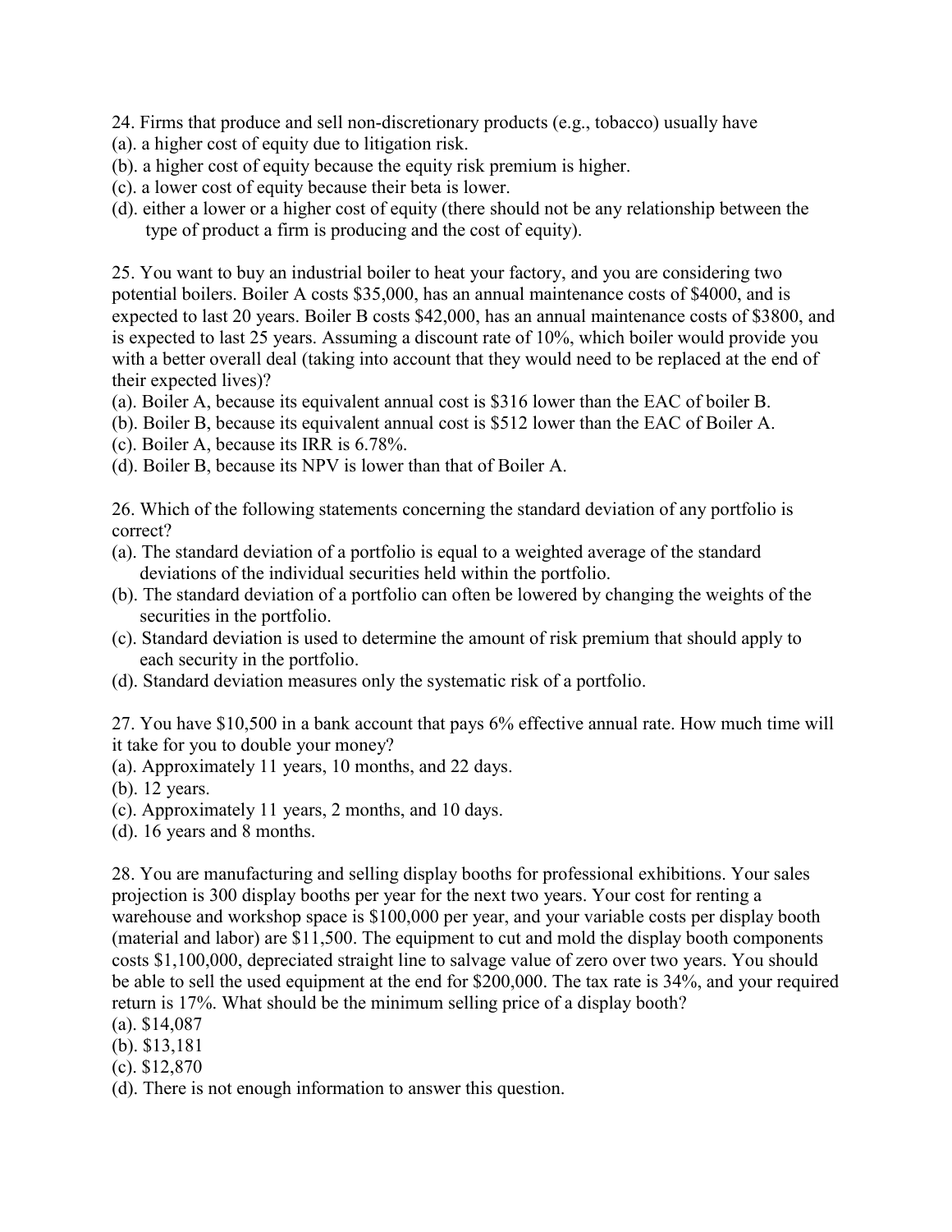24. Firms that produce and sell non-discretionary products (e.g., tobacco) usually have
(a). a higher cost of equity due to litigation risk.
(b). a higher cost of equity because the equity risk premium is higher.
(c). a lower cost of equity because their beta is lower.
(d). either a lower or a higher cost of equity (there should not be any relationship between the type of product a firm is producing and the cost of equity).

25. You want to buy an industrial boiler to heat your factory, and you are considering two potential boilers. Boiler A costs $35,000, has an annual maintenance costs of $4000, and is expected to last 20 years. Boiler B costs $42,000, has an annual maintenance costs of $3800, and is expected to last 25 years. Assuming a discount rate of 10%, which boiler would provide you with a better overall deal (taking into account that they would need to be replaced at the end of their expected lives)?
(a). Boiler A, because its equivalent annual cost is $316 lower than the EAC of boiler B.
(b). Boiler B, because its equivalent annual cost is $512 lower than the EAC of Boiler A.
(c). Boiler A, because its IRR is 6.78%.
(d). Boiler B, because its NPV is lower than that of Boiler A.

26. Which of the following statements concerning the standard deviation of any portfolio is correct?
(a). The standard deviation of a portfolio is equal to a weighted average of the standard deviations of the individual securities held within the portfolio.
(b). The standard deviation of a portfolio can often be lowered by changing the weights of the securities in the portfolio.
(c). Standard deviation is used to determine the amount of risk premium that should apply to each security in the portfolio.
(d). Standard deviation measures only the systematic risk of a portfolio.

27. You have $10,500 in a bank account that pays 6% effective annual rate. How much time will it take for you to double your money?
(a). Approximately 11 years, 10 months, and 22 days.
(b). 12 years.
(c). Approximately 11 years, 2 months, and 10 days.
(d). 16 years and 8 months.

28. You are manufacturing and selling display booths for professional exhibitions. Your sales projection is 300 display booths per year for the next two years. Your cost for renting a warehouse and workshop space is $100,000 per year, and your variable costs per display booth (material and labor) are $11,500. The equipment to cut and mold the display booth components costs $1,100,000, depreciated straight line to salvage value of zero over two years. You should be able to sell the used equipment at the end for $200,000. The tax rate is 34%, and your required return is 17%. What should be the minimum selling price of a display booth?
(a). $14,087
(b). $13,181
(c). $12,870
(d). There is not enough information to answer this question.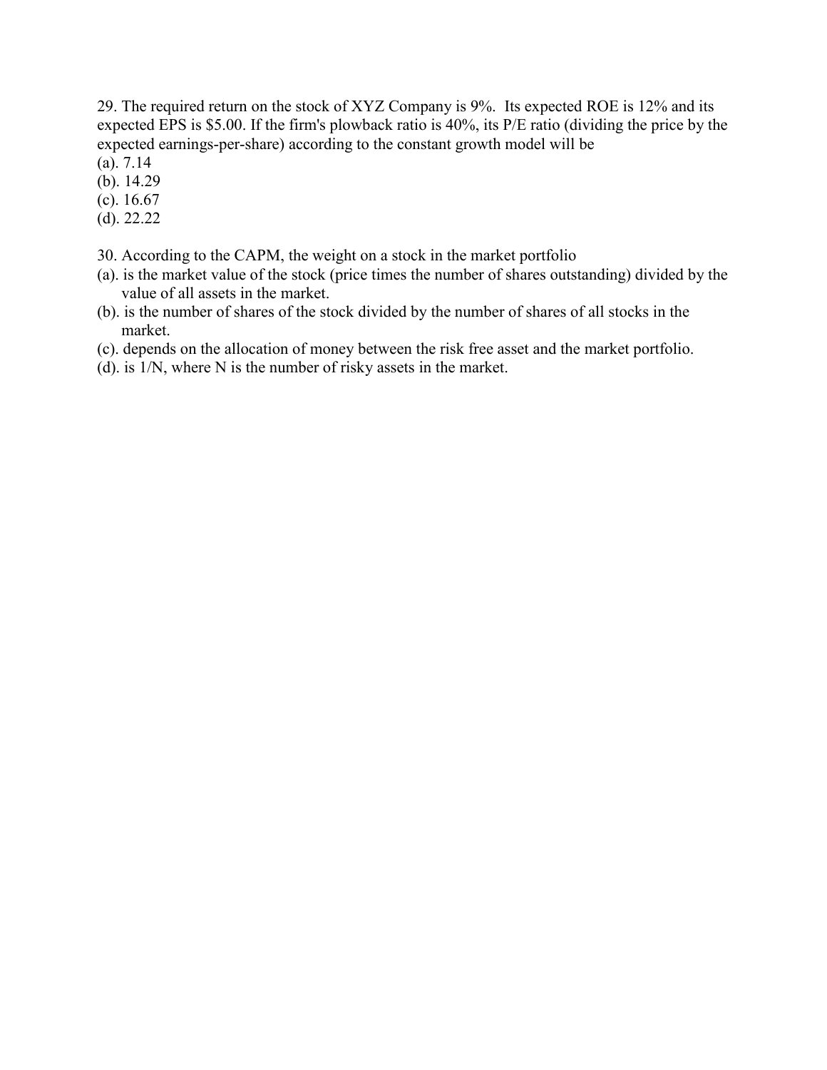29. The required return on the stock of XYZ Company is 9%. Its expected ROE is 12% and its expected EPS is $5.00. If the firm's plowback ratio is 40%, its P/E ratio (dividing the price by the expected earnings-per-share) according to the constant growth model will be

(a). 7.14
(b). 14.29
(c). 16.67
(d). 22.22

30. According to the CAPM, the weight on a stock in the market portfolio

(a). is the market value of the stock (price times the number of shares outstanding) divided by the value of all assets in the market.
(b). is the number of shares of the stock divided by the number of shares of all stocks in the market.
(c). depends on the allocation of money between the risk free asset and the market portfolio.
(d). is 1/N, where N is the number of risky assets in the market.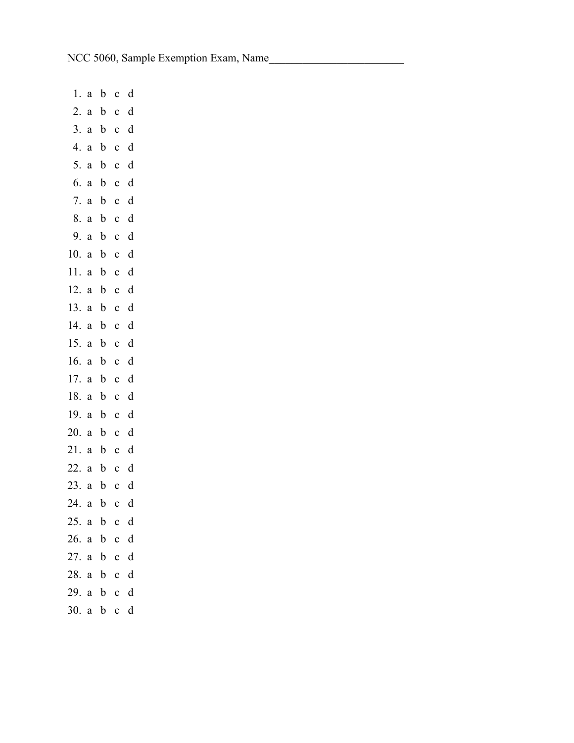NCC 5060, Sample Exemption Exam, Name________________________

1. a b c d
2. a b c d
3. a b c d
4. a b c d
5. a b c d
6. a b c d
7. a b c d
8. a b c d
9. a b c d
10. a b c d
11. a b c d
12. a b c d
13. a b c d
14. a b c d
15. a b c d
16. a b c d
17. a b c d
18. a b c d
19. a b c d
20. a b c d
21. a b c d
22. a b c d
23. a b c d
24. a b c d
25. a b c d
26. a b c d
27. a b c d
28. a b c d
29. a b c d
30. a b c d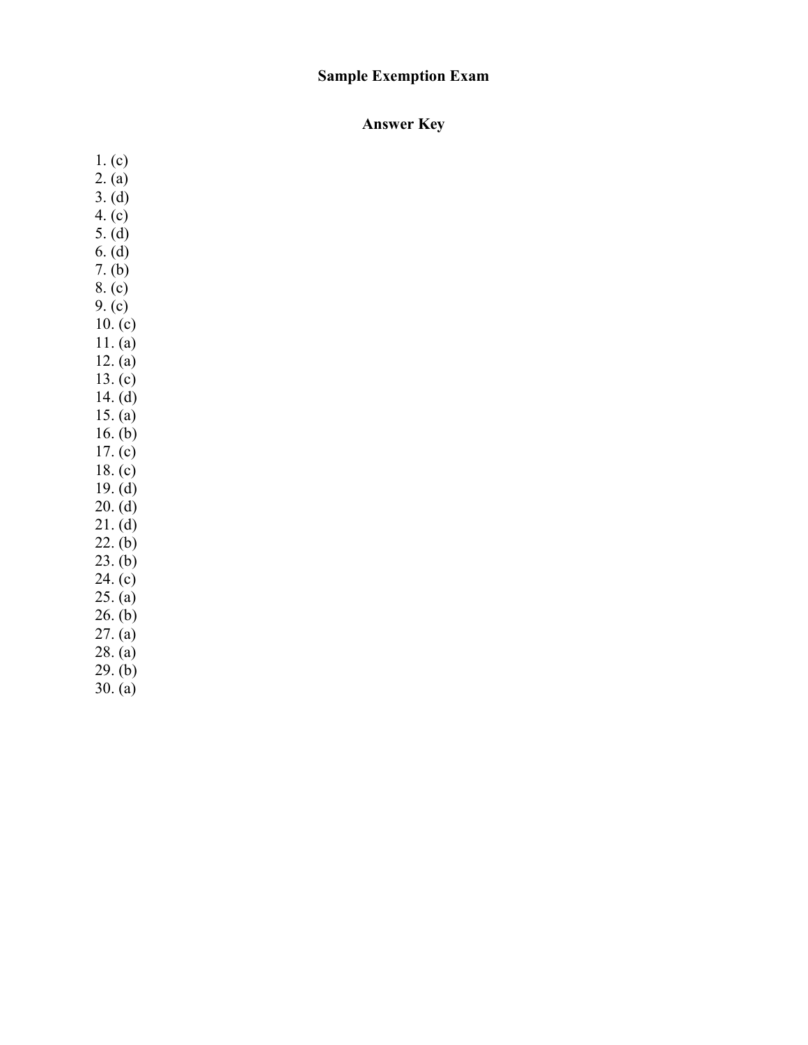# Sample Exemption Exam

## Answer Key

1. (c)
2. (a)
3. (d)
4. (c)
5. (d)
6. (d)
7. (b)
8. (c)
9. (c)
10. (c)
11. (a)
12. (a)
13. (c)
14. (d)
15. (a)
16. (b)
17. (c)
18. (c)
19. (d)
20. (d)
21. (d)
22. (b)
23. (b)
24. (c)
25. (a)
26. (b)
27. (a)
28. (a)
29. (b)
30. (a)